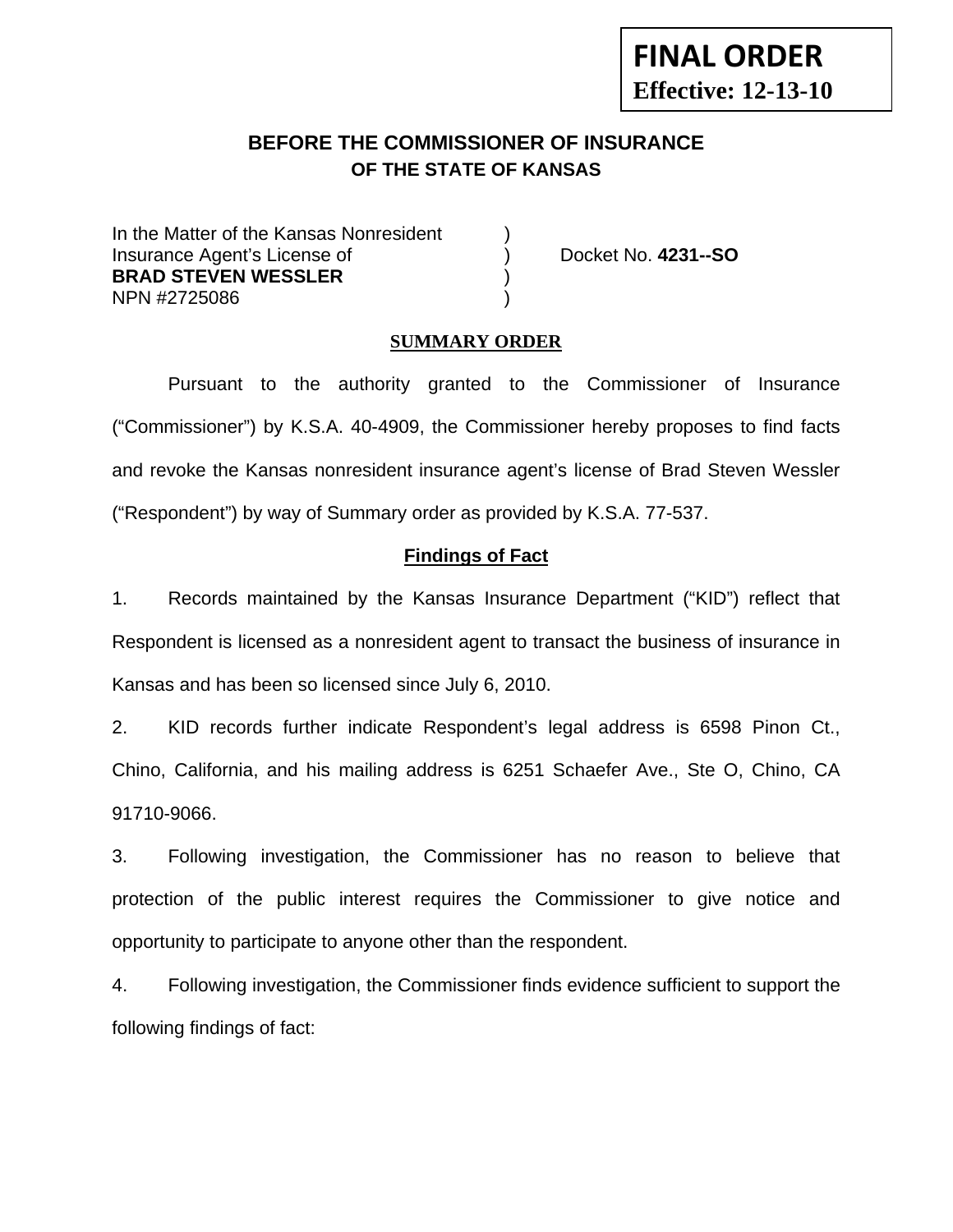**FINAL ORDER**
**Effective: 12-13-10**

# BEFORE THE COMMISSIONER OF INSURANCE
## OF THE STATE OF KANSAS

In the Matter of the Kansas Nonresident )
Insurance Agent's License of ) Docket No. **4231--SO**
**BRAD STEVEN WESSLER** )
NPN #2725086 )

## SUMMARY ORDER

Pursuant to the authority granted to the Commissioner of Insurance ("Commissioner") by K.S.A. 40-4909, the Commissioner hereby proposes to find facts and revoke the Kansas nonresident insurance agent's license of Brad Steven Wessler ("Respondent") by way of Summary order as provided by K.S.A. 77-537.

### Findings of Fact

1. Records maintained by the Kansas Insurance Department ("KID") reflect that Respondent is licensed as a nonresident agent to transact the business of insurance in Kansas and has been so licensed since July 6, 2010.

2. KID records further indicate Respondent's legal address is 6598 Pinon Ct., Chino, California, and his mailing address is 6251 Schaefer Ave., Ste O, Chino, CA 91710-9066.

3. Following investigation, the Commissioner has no reason to believe that protection of the public interest requires the Commissioner to give notice and opportunity to participate to anyone other than the respondent.

4. Following investigation, the Commissioner finds evidence sufficient to support the following findings of fact: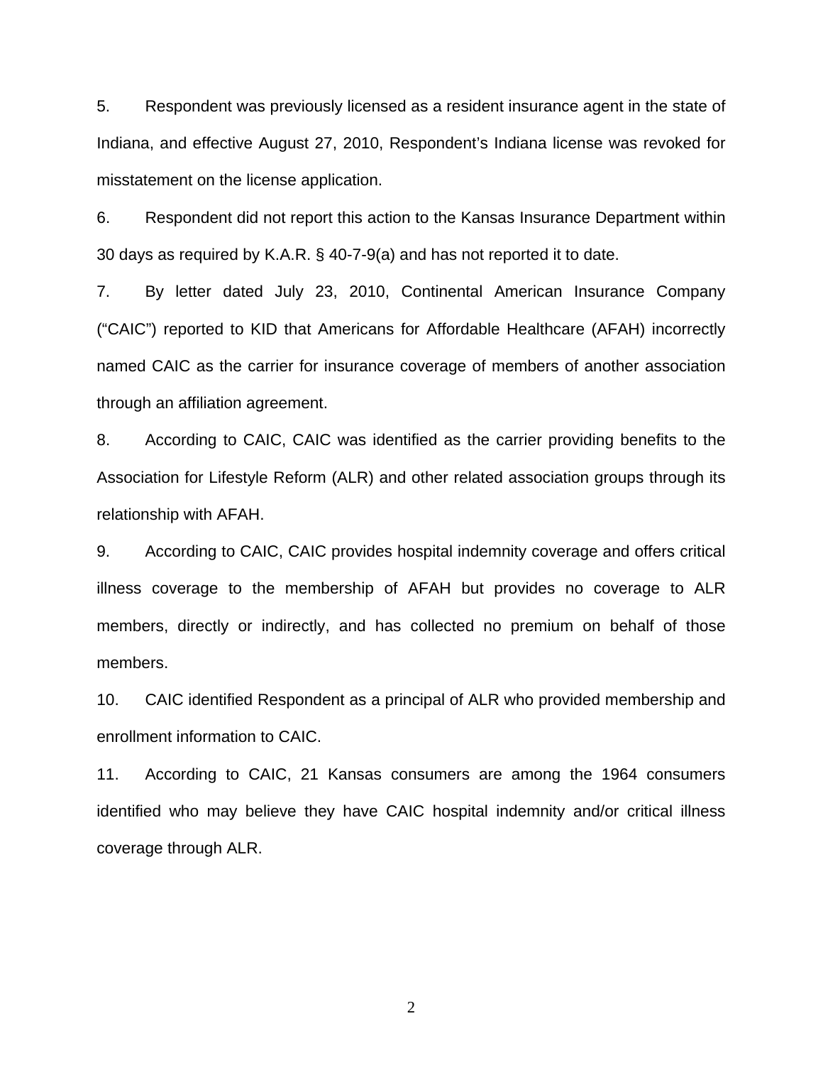5. Respondent was previously licensed as a resident insurance agent in the state of Indiana, and effective August 27, 2010, Respondent's Indiana license was revoked for misstatement on the license application.

6. Respondent did not report this action to the Kansas Insurance Department within 30 days as required by K.A.R. § 40-7-9(a) and has not reported it to date.

7. By letter dated July 23, 2010, Continental American Insurance Company ("CAIC") reported to KID that Americans for Affordable Healthcare (AFAH) incorrectly named CAIC as the carrier for insurance coverage of members of another association through an affiliation agreement.

8. According to CAIC, CAIC was identified as the carrier providing benefits to the Association for Lifestyle Reform (ALR) and other related association groups through its relationship with AFAH.

9. According to CAIC, CAIC provides hospital indemnity coverage and offers critical illness coverage to the membership of AFAH but provides no coverage to ALR members, directly or indirectly, and has collected no premium on behalf of those members.

10. CAIC identified Respondent as a principal of ALR who provided membership and enrollment information to CAIC.

11. According to CAIC, 21 Kansas consumers are among the 1964 consumers identified who may believe they have CAIC hospital indemnity and/or critical illness coverage through ALR.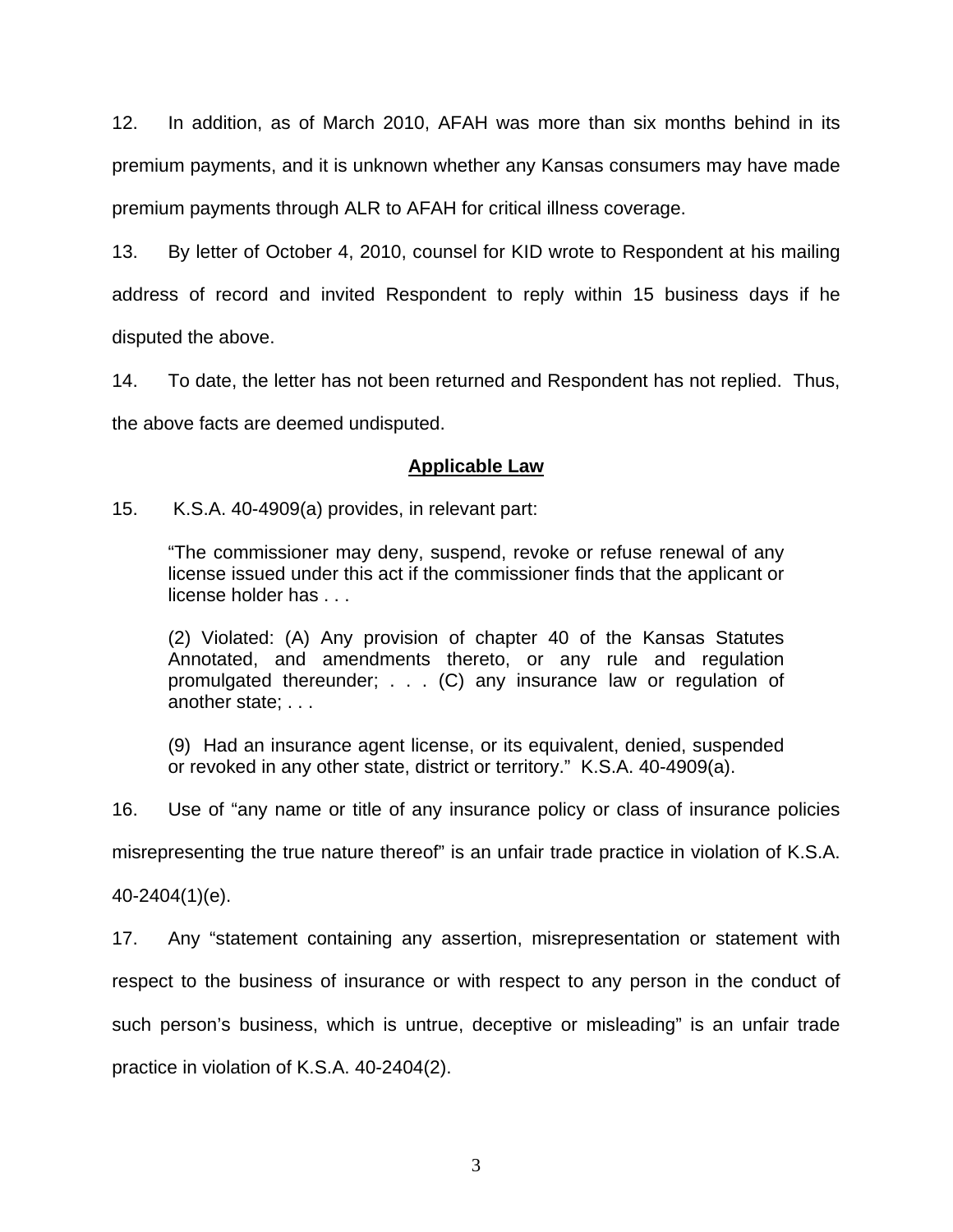12. In addition, as of March 2010, AFAH was more than six months behind in its premium payments, and it is unknown whether any Kansas consumers may have made premium payments through ALR to AFAH for critical illness coverage.

13. By letter of October 4, 2010, counsel for KID wrote to Respondent at his mailing address of record and invited Respondent to reply within 15 business days if he disputed the above.

14. To date, the letter has not been returned and Respondent has not replied. Thus, the above facts are deemed undisputed.

## Applicable Law

15. K.S.A. 40-4909(a) provides, in relevant part:

> "The commissioner may deny, suspend, revoke or refuse renewal of any license issued under this act if the commissioner finds that the applicant or license holder has . . .
>
> (2) Violated: (A) Any provision of chapter 40 of the Kansas Statutes Annotated, and amendments thereto, or any rule and regulation promulgated thereunder; . . . (C) any insurance law or regulation of another state; . . .
>
> (9) Had an insurance agent license, or its equivalent, denied, suspended or revoked in any other state, district or territory." K.S.A. 40-4909(a).

16. Use of "any name or title of any insurance policy or class of insurance policies misrepresenting the true nature thereof" is an unfair trade practice in violation of K.S.A. 40-2404(1)(e).

17. Any "statement containing any assertion, misrepresentation or statement with respect to the business of insurance or with respect to any person in the conduct of such person's business, which is untrue, deceptive or misleading" is an unfair trade practice in violation of K.S.A. 40-2404(2).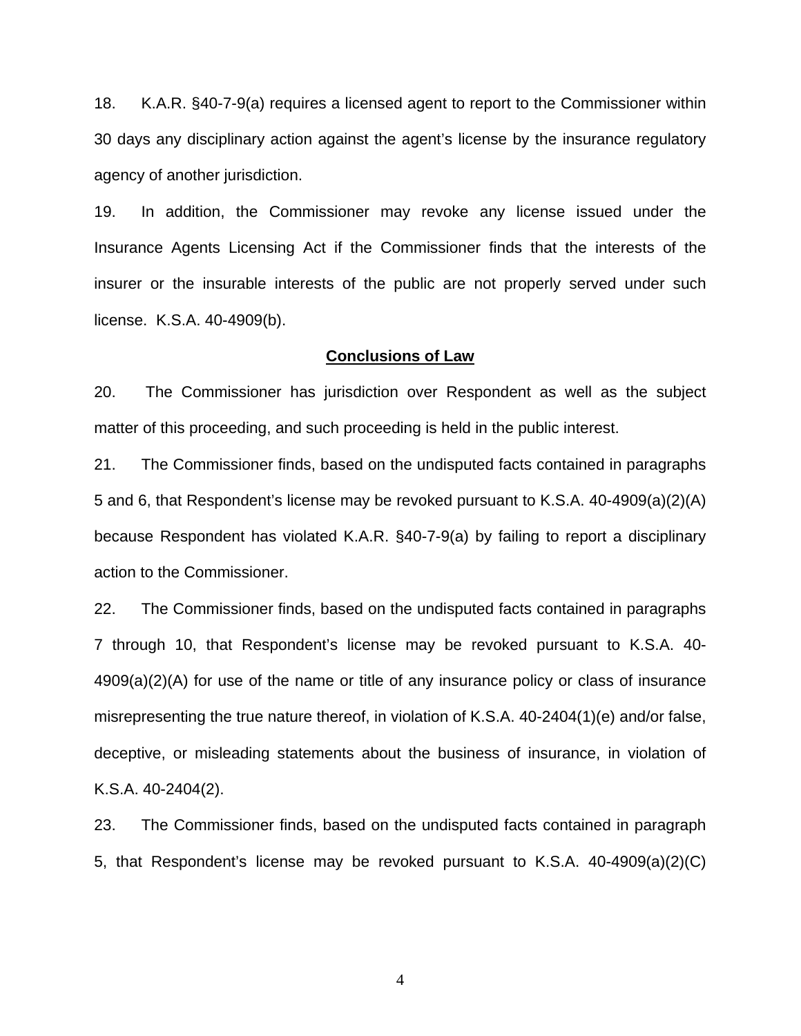18. K.A.R. §40-7-9(a) requires a licensed agent to report to the Commissioner within 30 days any disciplinary action against the agent's license by the insurance regulatory agency of another jurisdiction.

19. In addition, the Commissioner may revoke any license issued under the Insurance Agents Licensing Act if the Commissioner finds that the interests of the insurer or the insurable interests of the public are not properly served under such license. K.S.A. 40-4909(b).

## **Conclusions of Law**

20. The Commissioner has jurisdiction over Respondent as well as the subject matter of this proceeding, and such proceeding is held in the public interest.

21. The Commissioner finds, based on the undisputed facts contained in paragraphs 5 and 6, that Respondent's license may be revoked pursuant to K.S.A. 40-4909(a)(2)(A) because Respondent has violated K.A.R. §40-7-9(a) by failing to report a disciplinary action to the Commissioner.

22. The Commissioner finds, based on the undisputed facts contained in paragraphs 7 through 10, that Respondent's license may be revoked pursuant to K.S.A. 40-4909(a)(2)(A) for use of the name or title of any insurance policy or class of insurance misrepresenting the true nature thereof, in violation of K.S.A. 40-2404(1)(e) and/or false, deceptive, or misleading statements about the business of insurance, in violation of K.S.A. 40-2404(2).

23. The Commissioner finds, based on the undisputed facts contained in paragraph 5, that Respondent's license may be revoked pursuant to K.S.A. 40-4909(a)(2)(C)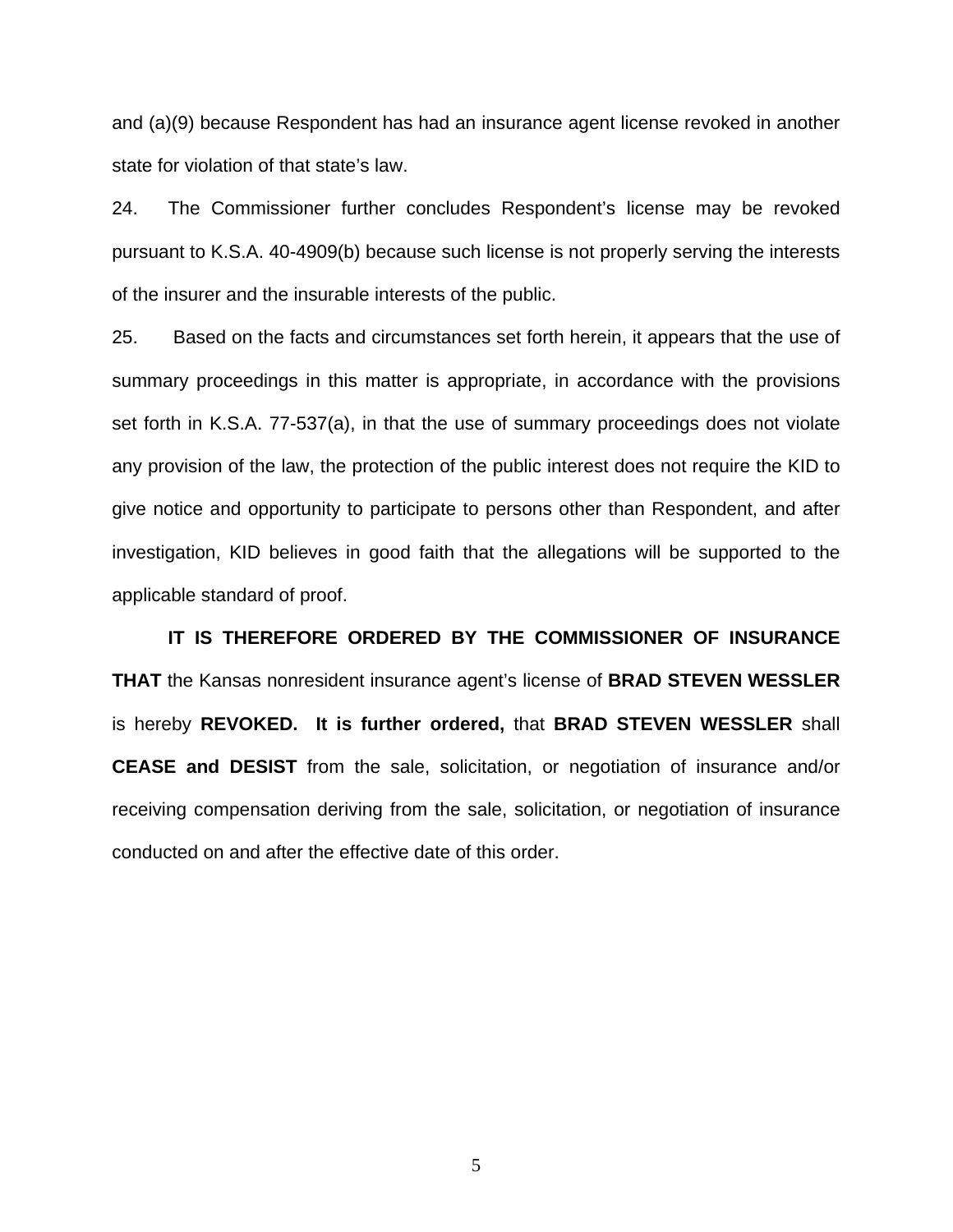and (a)(9) because Respondent has had an insurance agent license revoked in another state for violation of that state's law.

24. The Commissioner further concludes Respondent's license may be revoked pursuant to K.S.A. 40-4909(b) because such license is not properly serving the interests of the insurer and the insurable interests of the public.

25. Based on the facts and circumstances set forth herein, it appears that the use of summary proceedings in this matter is appropriate, in accordance with the provisions set forth in K.S.A. 77-537(a), in that the use of summary proceedings does not violate any provision of the law, the protection of the public interest does not require the KID to give notice and opportunity to participate to persons other than Respondent, and after investigation, KID believes in good faith that the allegations will be supported to the applicable standard of proof.

**IT IS THEREFORE ORDERED BY THE COMMISSIONER OF INSURANCE THAT** the Kansas nonresident insurance agent's license of **BRAD STEVEN WESSLER** is hereby **REVOKED.** **It is further ordered,** that **BRAD STEVEN WESSLER** shall **CEASE and DESIST** from the sale, solicitation, or negotiation of insurance and/or receiving compensation deriving from the sale, solicitation, or negotiation of insurance conducted on and after the effective date of this order.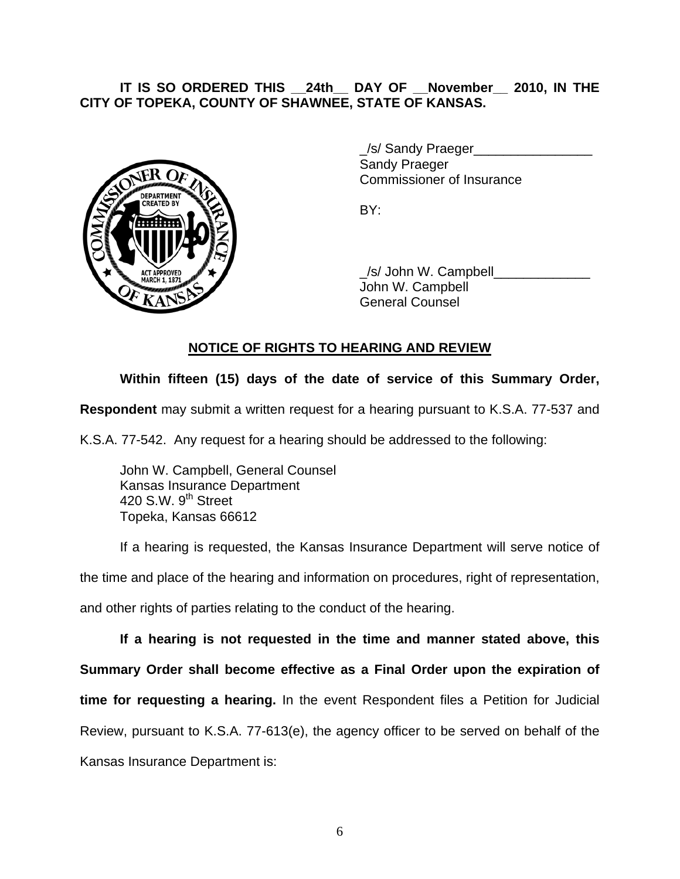**IT IS SO ORDERED THIS __24th__ DAY OF __November__ 2010, IN THE CITY OF TOPEKA, COUNTY OF SHAWNEE, STATE OF KANSAS.**

_/s/ Sandy Praeger________________
Sandy Praeger
Commissioner of Insurance

BY:

_/s/ John W. Campbell_____________
John W. Campbell
General Counsel

## NOTICE OF RIGHTS TO HEARING AND REVIEW

**Within fifteen (15) days of the date of service of this Summary Order, Respondent** may submit a written request for a hearing pursuant to K.S.A. 77-537 and K.S.A. 77-542. Any request for a hearing should be addressed to the following:

John W. Campbell, General Counsel
Kansas Insurance Department
420 S.W. 9th Street
Topeka, Kansas 66612

If a hearing is requested, the Kansas Insurance Department will serve notice of the time and place of the hearing and information on procedures, right of representation, and other rights of parties relating to the conduct of the hearing.

**If a hearing is not requested in the time and manner stated above, this Summary Order shall become effective as a Final Order upon the expiration of time for requesting a hearing.** In the event Respondent files a Petition for Judicial Review, pursuant to K.S.A. 77-613(e), the agency officer to be served on behalf of the Kansas Insurance Department is: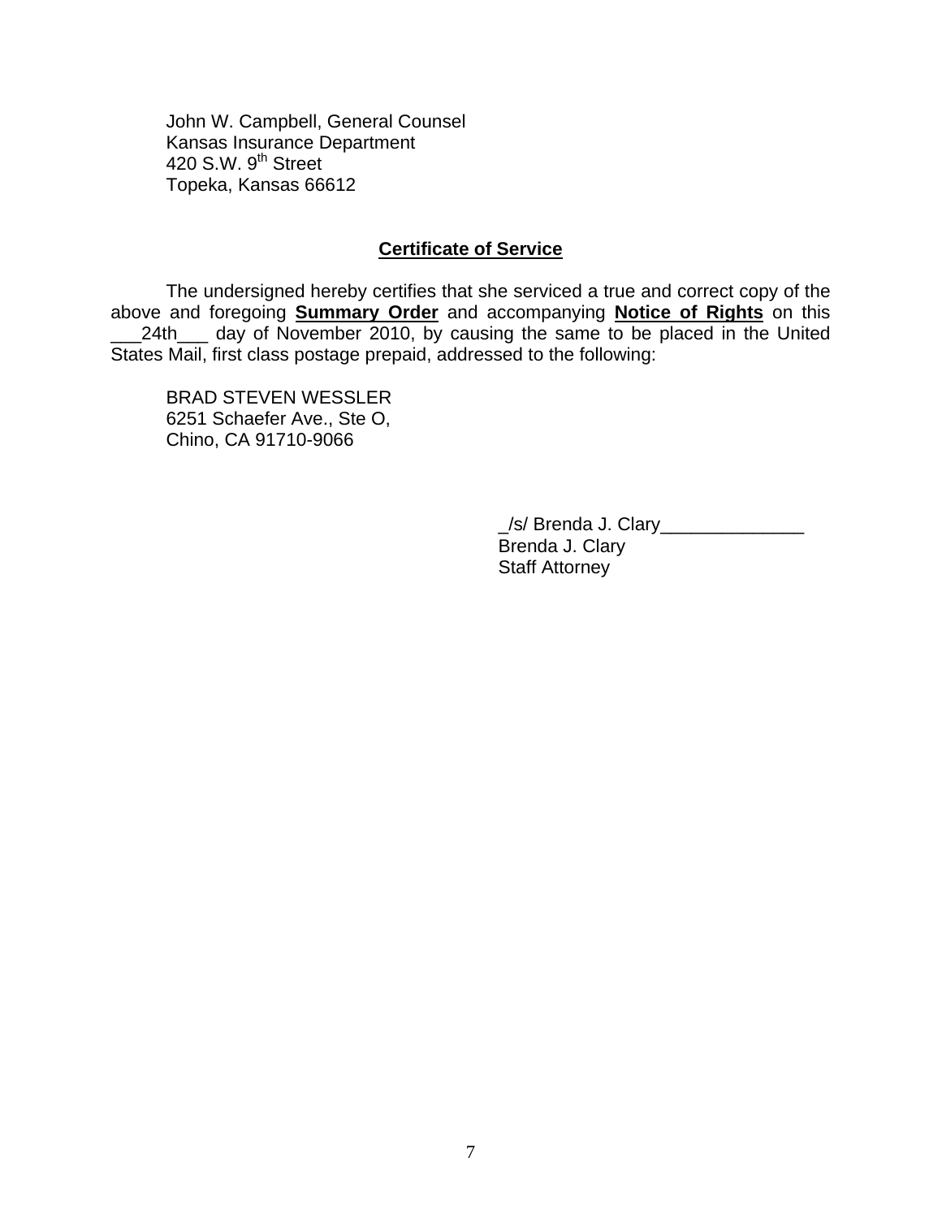John W. Campbell, General Counsel
Kansas Insurance Department
420 S.W. 9th Street
Topeka, Kansas 66612

## **Certificate of Service**

The undersigned hereby certifies that she serviced a true and correct copy of the above and foregoing **Summary Order** and accompanying **Notice of Rights** on this ___24th___ day of November 2010, by causing the same to be placed in the United States Mail, first class postage prepaid, addressed to the following:

BRAD STEVEN WESSLER
6251 Schaefer Ave., Ste O,
Chino, CA 91710-9066

_/s/ Brenda J. Clary______________
Brenda J. Clary
Staff Attorney